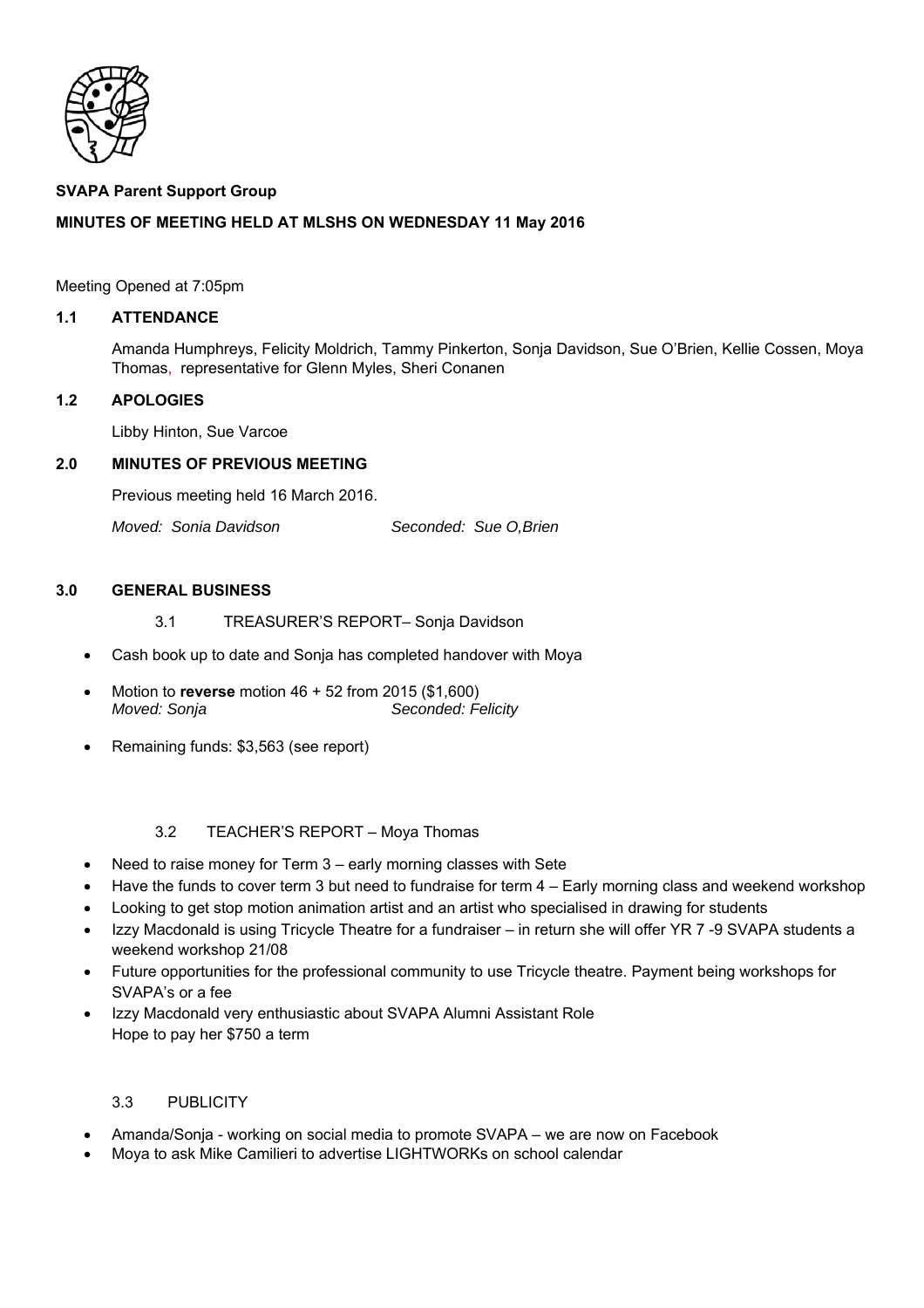**SVAPA Parent Support Group**

**MINUTES OF MEETING HELD AT MLSHS ON WEDNESDAY 11 May 2016**

Meeting Opened at 7:05pm

## 1.1 ATTENDANCE

Amanda Humphreys, Felicity Moldrich, Tammy Pinkerton, Sonja Davidson, Sue O'Brien, Kellie Cossen, Moya Thomas, representative for Glenn Myles, Sheri Conanen

## 1.2 APOLOGIES

Libby Hinton, Sue Varcoe

## 2.0 MINUTES OF PREVIOUS MEETING

Previous meeting held 16 March 2016.

*Moved: Sonia Davidson* *Seconded: Sue O,Brien*

## 3.0 GENERAL BUSINESS

### 3.1 TREASURER'S REPORT– Sonja Davidson

- Cash book up to date and Sonja has completed handover with Moya
- Motion to **reverse** motion 46 + 52 from 2015 ($1,600)
  *Moved: Sonja* *Seconded: Felicity*
- Remaining funds: $3,563 (see report)

### 3.2 TEACHER'S REPORT – Moya Thomas

- Need to raise money for Term 3 – early morning classes with Sete
- Have the funds to cover term 3 but need to fundraise for term 4 – Early morning class and weekend workshop
- Looking to get stop motion animation artist and an artist who specialised in drawing for students
- Izzy Macdonald is using Tricycle Theatre for a fundraiser – in return she will offer YR 7 -9 SVAPA students a weekend workshop 21/08
- Future opportunities for the professional community to use Tricycle theatre. Payment being workshops for SVAPA's or a fee
- Izzy Macdonald very enthusiastic about SVAPA Alumni Assistant Role
  Hope to pay her $750 a term

### 3.3 PUBLICITY

- Amanda/Sonja - working on social media to promote SVAPA – we are now on Facebook
- Moya to ask Mike Camilieri to advertise LIGHTWORKs on school calendar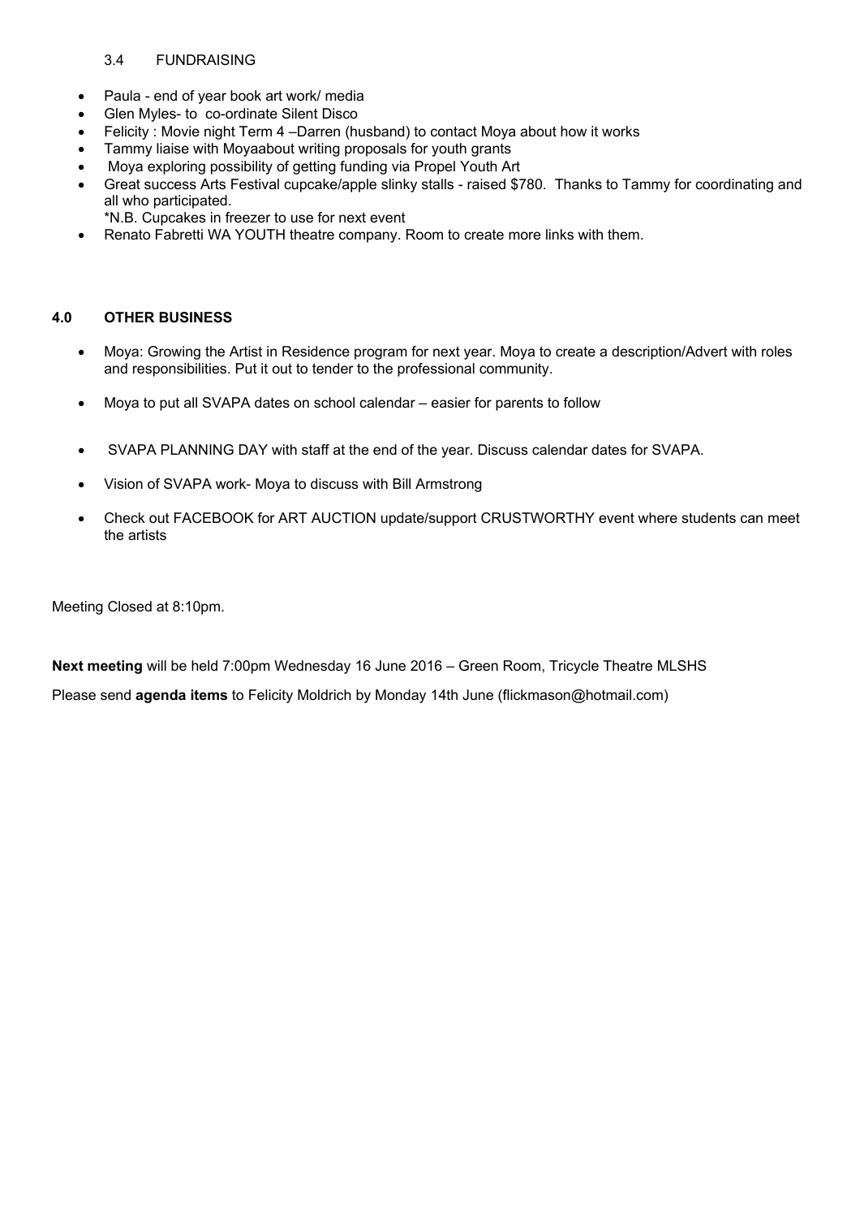### 3.4 FUNDRAISING

- Paula - end of year book art work/ media
- Glen Myles- to co-ordinate Silent Disco
- Felicity : Movie night Term 4 –Darren (husband) to contact Moya about how it works
- Tammy liaise with Moyaabout writing proposals for youth grants
- Moya exploring possibility of getting funding via Propel Youth Art
- Great success Arts Festival cupcake/apple slinky stalls - raised $780. Thanks to Tammy for coordinating and all who participated.
  *N.B. Cupcakes in freezer to use for next event
- Renato Fabretti WA YOUTH theatre company. Room to create more links with them.

## 4.0 OTHER BUSINESS

- Moya: Growing the Artist in Residence program for next year. Moya to create a description/Advert with roles and responsibilities. Put it out to tender to the professional community.
- Moya to put all SVAPA dates on school calendar – easier for parents to follow
- SVAPA PLANNING DAY with staff at the end of the year. Discuss calendar dates for SVAPA.
- Vision of SVAPA work- Moya to discuss with Bill Armstrong
- Check out FACEBOOK for ART AUCTION update/support CRUSTWORTHY event where students can meet the artists

Meeting Closed at 8:10pm.

**Next meeting** will be held 7:00pm Wednesday 16 June 2016 – Green Room, Tricycle Theatre MLSHS

Please send **agenda items** to Felicity Moldrich by Monday 14th June (flickmason@hotmail.com)